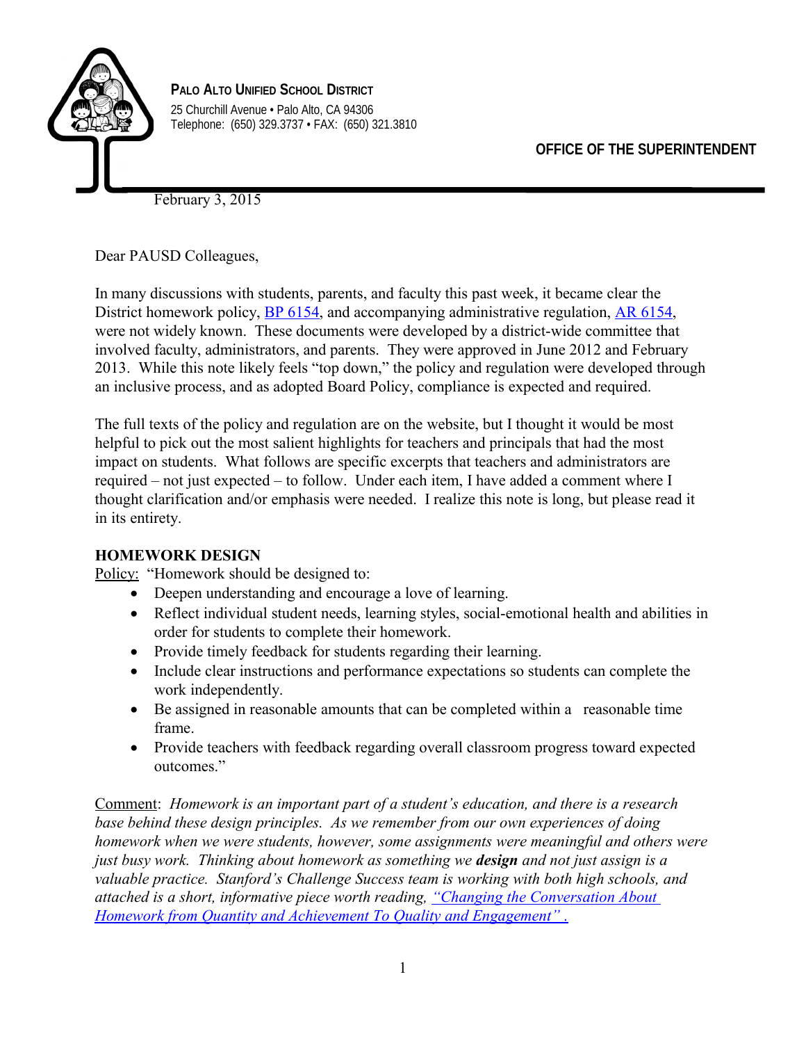**PALO ALTO UNIFIED SCHOOL DISTRICT**
25 Churchill Avenue • Palo Alto, CA 94306
Telephone: (650) 329.3737 • FAX: (650) 321.3810

**OFFICE OF THE SUPERINTENDENT**

February 3, 2015

Dear PAUSD Colleagues,

In many discussions with students, parents, and faculty this past week, it became clear the District homework policy, [BP 6154](), and accompanying administrative regulation, [AR 6154](), were not widely known. These documents were developed by a district-wide committee that involved faculty, administrators, and parents. They were approved in June 2012 and February 2013. While this note likely feels "top down," the policy and regulation were developed through an inclusive process, and as adopted Board Policy, compliance is expected and required.

The full texts of the policy and regulation are on the website, but I thought it would be most helpful to pick out the most salient highlights for teachers and principals that had the most impact on students. What follows are specific excerpts that teachers and administrators are required – not just expected – to follow. Under each item, I have added a comment where I thought clarification and/or emphasis were needed. I realize this note is long, but please read it in its entirety.

### HOMEWORK DESIGN

Policy: "Homework should be designed to:

- Deepen understanding and encourage a love of learning.
- Reflect individual student needs, learning styles, social-emotional health and abilities in order for students to complete their homework.
- Provide timely feedback for students regarding their learning.
- Include clear instructions and performance expectations so students can complete the work independently.
- Be assigned in reasonable amounts that can be completed within a reasonable time frame.
- Provide teachers with feedback regarding overall classroom progress toward expected outcomes."

Comment: *Homework is an important part of a student's education, and there is a research base behind these design principles. As we remember from our own experiences of doing homework when we were students, however, some assignments were meaningful and others were just busy work. Thinking about homework as something we* ***design*** *and not just assign is a valuable practice. Stanford's Challenge Success team is working with both high schools, and attached is a short, informative piece worth reading, ["Changing the Conversation About Homework from Quantity and Achievement To Quality and Engagement" .]()*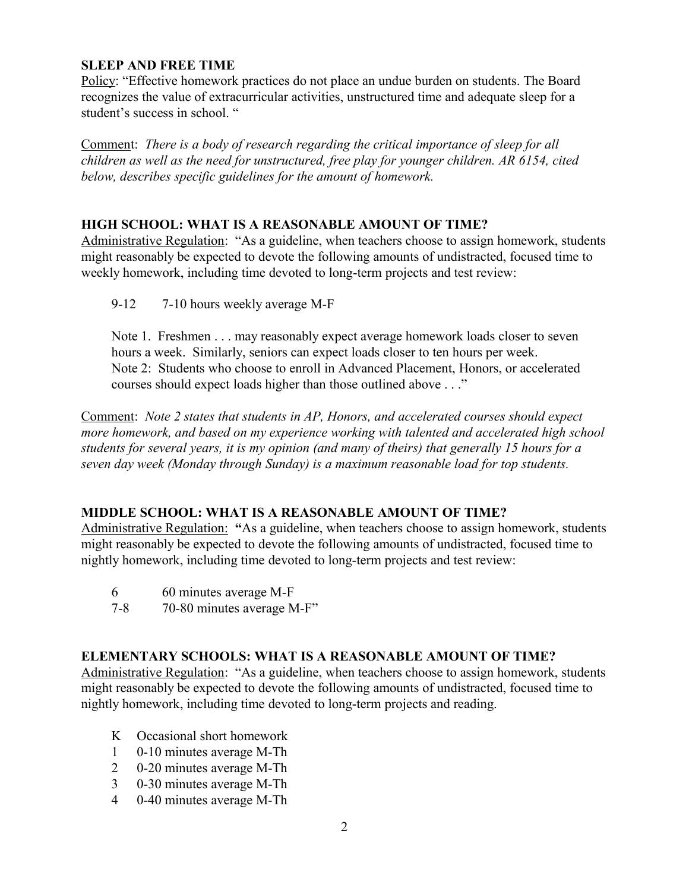### SLEEP AND FREE TIME

<u>Policy</u>: "Effective homework practices do not place an undue burden on students. The Board recognizes the value of extracurricular activities, unstructured time and adequate sleep for a student's success in school. "

<u>Comment</u>: *There is a body of research regarding the critical importance of sleep for all children as well as the need for unstructured, free play for younger children. AR 6154, cited below, describes specific guidelines for the amount of homework.*

### HIGH SCHOOL: WHAT IS A REASONABLE AMOUNT OF TIME?

<u>Administrative Regulation</u>: "As a guideline, when teachers choose to assign homework, students might reasonably be expected to devote the following amounts of undistracted, focused time to weekly homework, including time devoted to long-term projects and test review:

> 9-12 7-10 hours weekly average M-F
>
> Note 1. Freshmen . . . may reasonably expect average homework loads closer to seven hours a week. Similarly, seniors can expect loads closer to ten hours per week.
> Note 2: Students who choose to enroll in Advanced Placement, Honors, or accelerated courses should expect loads higher than those outlined above . . ."

<u>Comment</u>: *Note 2 states that students in AP, Honors, and accelerated courses should expect more homework, and based on my experience working with talented and accelerated high school students for several years, it is my opinion (and many of theirs) that generally 15 hours for a seven day week (Monday through Sunday) is a maximum reasonable load for top students.*

### MIDDLE SCHOOL: WHAT IS A REASONABLE AMOUNT OF TIME?

<u>Administrative Regulation</u>: **"**As a guideline, when teachers choose to assign homework, students might reasonably be expected to devote the following amounts of undistracted, focused time to nightly homework, including time devoted to long-term projects and test review:

> 6 60 minutes average M-F
> 7-8 70-80 minutes average M-F"

### ELEMENTARY SCHOOLS: WHAT IS A REASONABLE AMOUNT OF TIME?

<u>Administrative Regulation</u>: "As a guideline, when teachers choose to assign homework, students might reasonably be expected to devote the following amounts of undistracted, focused time to nightly homework, including time devoted to long-term projects and reading.

> K Occasional short homework
> 1 0-10 minutes average M-Th
> 2 0-20 minutes average M-Th
> 3 0-30 minutes average M-Th
> 4 0-40 minutes average M-Th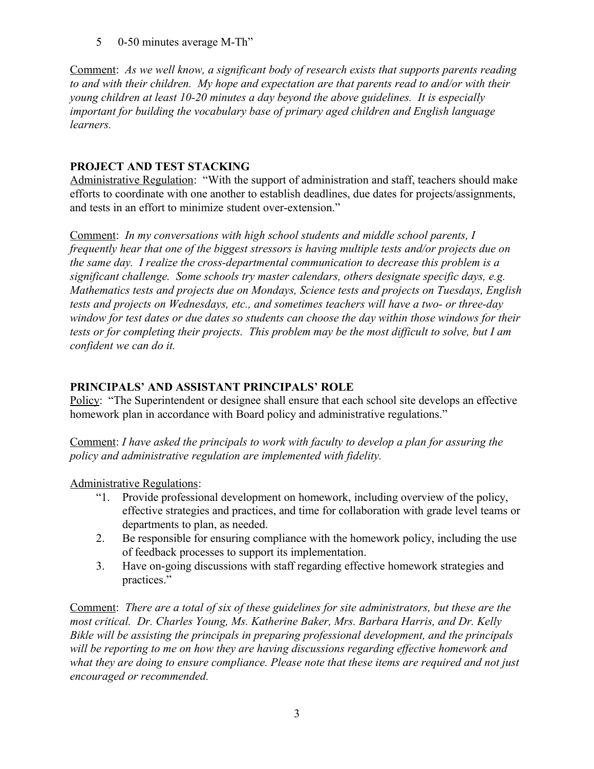5	0-50 minutes average M-Th"

Comment: *As we well know, a significant body of research exists that supports parents reading to and with their children. My hope and expectation are that parents read to and/or with their young children at least 10-20 minutes a day beyond the above guidelines. It is especially important for building the vocabulary base of primary aged children and English language learners.*

## PROJECT AND TEST STACKING

Administrative Regulation: "With the support of administration and staff, teachers should make efforts to coordinate with one another to establish deadlines, due dates for projects/assignments, and tests in an effort to minimize student over-extension."

Comment: *In my conversations with high school students and middle school parents, I frequently hear that one of the biggest stressors is having multiple tests and/or projects due on the same day. I realize the cross-departmental communication to decrease this problem is a significant challenge. Some schools try master calendars, others designate specific days, e.g. Mathematics tests and projects due on Mondays, Science tests and projects on Tuesdays, English tests and projects on Wednesdays, etc., and sometimes teachers will have a two- or three-day window for test dates or due dates so students can choose the day within those windows for their tests or for completing their projects. This problem may be the most difficult to solve, but I am confident we can do it.*

## PRINCIPALS' AND ASSISTANT PRINCIPALS' ROLE

Policy: "The Superintendent or designee shall ensure that each school site develops an effective homework plan in accordance with Board policy and administrative regulations."

Comment: *I have asked the principals to work with faculty to develop a plan for assuring the policy and administrative regulation are implemented with fidelity.*

Administrative Regulations:

"1. Provide professional development on homework, including overview of the policy, effective strategies and practices, and time for collaboration with grade level teams or departments to plan, as needed.
2. Be responsible for ensuring compliance with the homework policy, including the use of feedback processes to support its implementation.
3. Have on-going discussions with staff regarding effective homework strategies and practices."

Comment: *There are a total of six of these guidelines for site administrators, but these are the most critical. Dr. Charles Young, Ms. Katherine Baker, Mrs. Barbara Harris, and Dr. Kelly Bikle will be assisting the principals in preparing professional development, and the principals will be reporting to me on how they are having discussions regarding effective homework and what they are doing to ensure compliance. Please note that these items are required and not just encouraged or recommended.*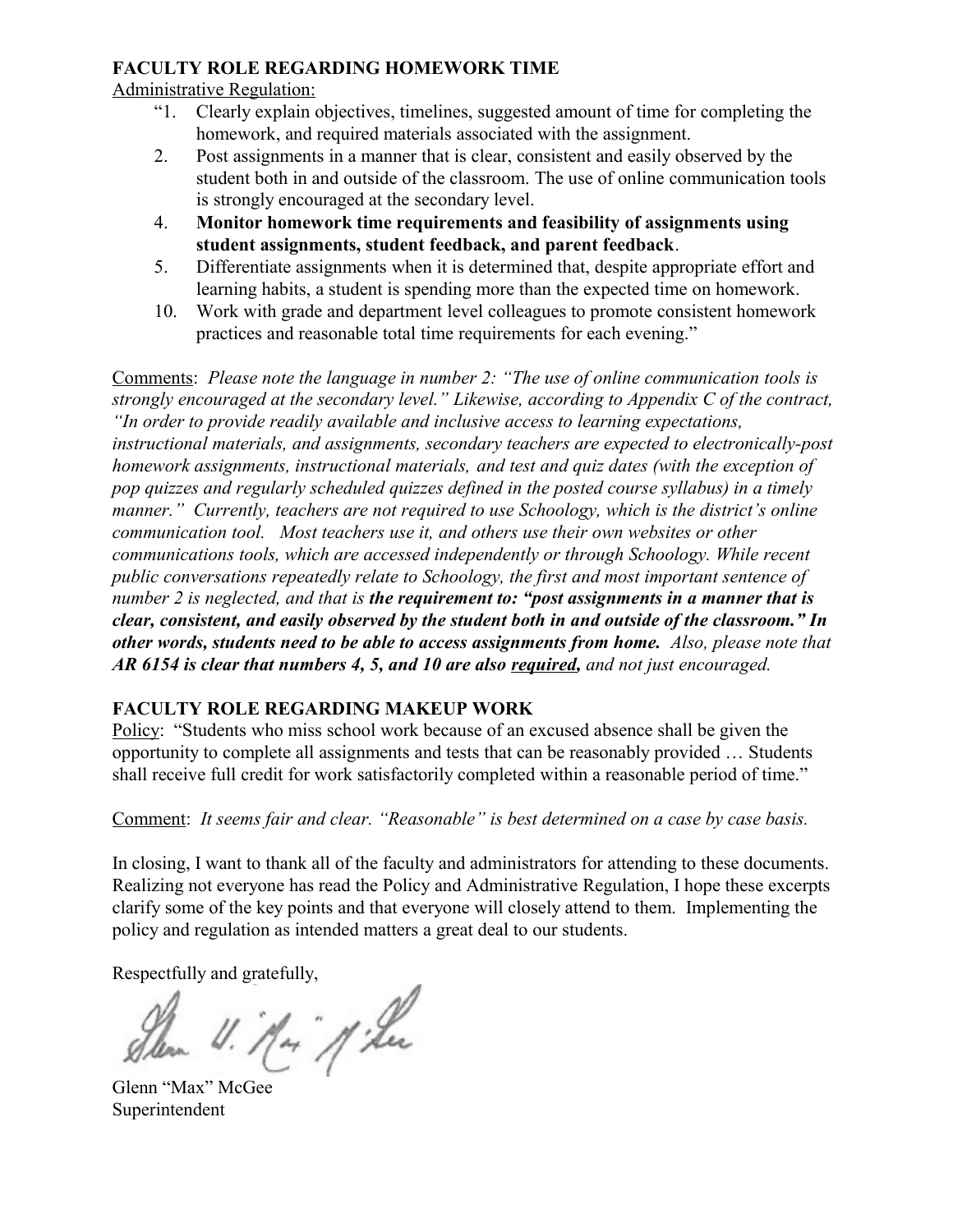**FACULTY ROLE REGARDING HOMEWORK TIME**

Administrative Regulation:

"1. Clearly explain objectives, timelines, suggested amount of time for completing the homework, and required materials associated with the assignment.

2. Post assignments in a manner that is clear, consistent and easily observed by the student both in and outside of the classroom. The use of online communication tools is strongly encouraged at the secondary level.

4. **Monitor homework time requirements and feasibility of assignments using student assignments, student feedback, and parent feedback**.

5. Differentiate assignments when it is determined that, despite appropriate effort and learning habits, a student is spending more than the expected time on homework.

10. Work with grade and department level colleagues to promote consistent homework practices and reasonable total time requirements for each evening."

Comments: *Please note the language in number 2: "The use of online communication tools is strongly encouraged at the secondary level." Likewise, according to Appendix C of the contract, "In order to provide readily available and inclusive access to learning expectations, instructional materials, and assignments, secondary teachers are expected to electronically-post homework assignments, instructional materials, and test and quiz dates (with the exception of pop quizzes and regularly scheduled quizzes defined in the posted course syllabus) in a timely manner." Currently, teachers are not required to use Schoology, which is the district's online communication tool. Most teachers use it, and others use their own websites or other communications tools, which are accessed independently or through Schoology. While recent public conversations repeatedly relate to Schoology, the first and most important sentence of number 2 is neglected, and that is* ***the requirement to: "post assignments in a manner that is clear, consistent, and easily observed by the student both in and outside of the classroom." In other words, students need to be able to access assignments from home.*** *Also, please note that* ***AR 6154 is clear that numbers 4, 5, and 10 are also required,*** *and not just encouraged.*

**FACULTY ROLE REGARDING MAKEUP WORK**

Policy: "Students who miss school work because of an excused absence shall be given the opportunity to complete all assignments and tests that can be reasonably provided … Students shall receive full credit for work satisfactorily completed within a reasonable period of time."

Comment: *It seems fair and clear. "Reasonable" is best determined on a case by case basis.*

In closing, I want to thank all of the faculty and administrators for attending to these documents. Realizing not everyone has read the Policy and Administrative Regulation, I hope these excerpts clarify some of the key points and that everyone will closely attend to them. Implementing the policy and regulation as intended matters a great deal to our students.

Respectfully and gratefully,

Glenn "Max" McGee
Superintendent